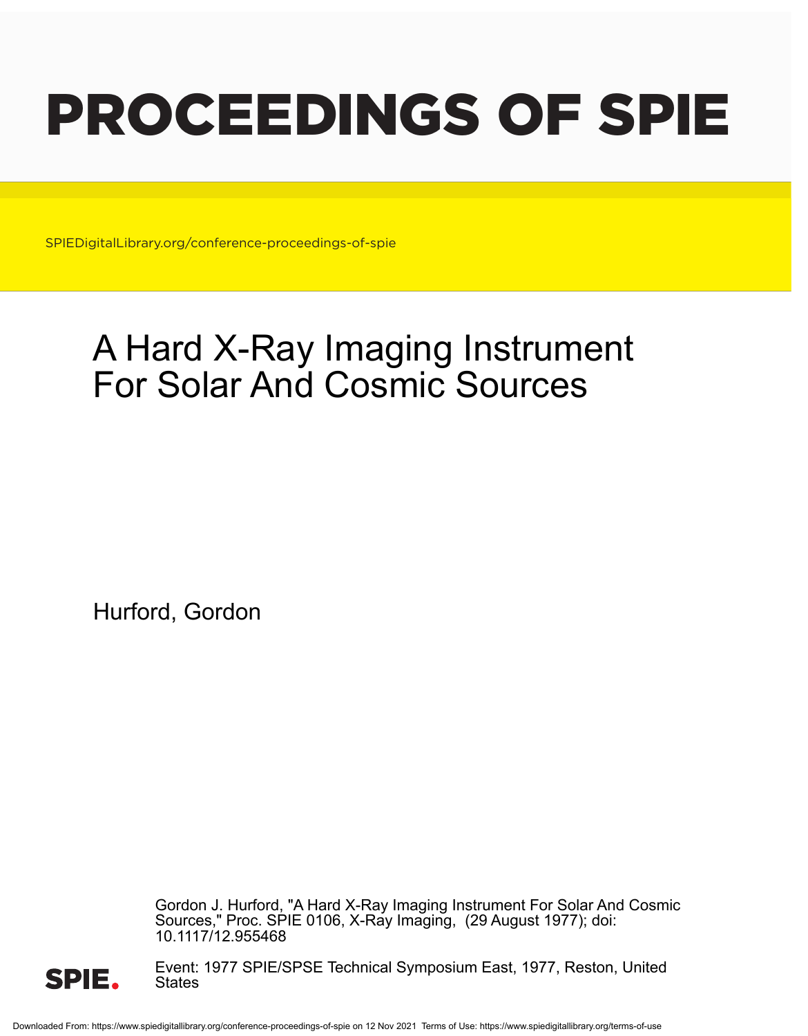# PROCEEDINGS OF SPIE

SPIEDigitalLibrary.org/conference-proceedings-of-spie

# A Hard X-Ray Imaging Instrument For Solar And Cosmic Sources

Hurford, Gordon

Gordon J. Hurford, "A Hard X-Ray Imaging Instrument For Solar And Cosmic Sources," Proc. SPIE 0106, X-Ray Imaging, (29 August 1977); doi: 10.1117/12.955468

Event: 1977 SPIE/SPSE Technical Symposium East, 1977, Reston, United States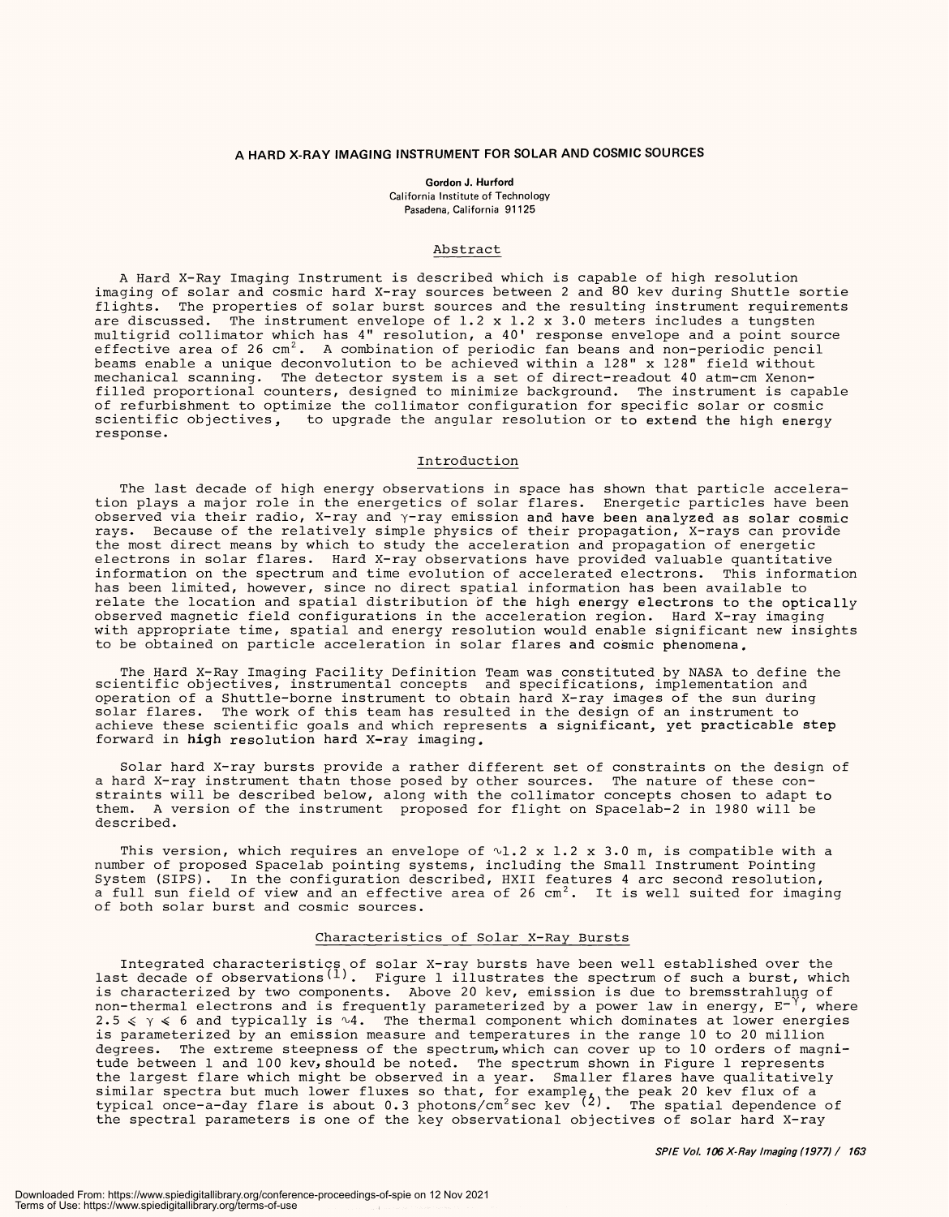# A HARD X-RAY IMAGING INSTRUMENT FOR SOLAR AND COSMIC SOURCES

**Gordon J. Hurford**
California Institute of Technology
Pasadena, California 91125

## Abstract

A Hard X-Ray Imaging Instrument is described which is capable of high resolution imaging of solar and cosmic hard X-ray sources between 2 and 80 kev during Shuttle sortie flights. The properties of solar burst sources and the resulting instrument requirements are discussed. The instrument envelope of 1.2 x 1.2 x 3.0 meters includes a tungsten multigrid collimator which has 4" resolution, a 40' response envelope and a point source effective area of 26 $cm^2$. A combination of periodic fan beans and non-periodic pencil beams enable a unique deconvolution to be achieved within a 128" x 128" field without mechanical scanning. The detector system is a set of direct-readout 40 atm-cm Xenon-filled proportional counters, designed to minimize background. The instrument is capable of refurbishment to optimize the collimator configuration for specific solar or cosmic scientific objectives, to upgrade the angular resolution or to extend the high energy response.

## Introduction

The last decade of high energy observations in space has shown that particle acceleration plays a major role in the energetics of solar flares. Energetic particles have been observed via their radio, X-ray and $\gamma$-ray emission and have been analyzed as solar cosmic rays. Because of the relatively simple physics of their propagation, X-rays can provide the most direct means by which to study the acceleration and propagation of energetic electrons in solar flares. Hard X-ray observations have provided valuable quantitative information on the spectrum and time evolution of accelerated electrons. This information has been limited, however, since no direct spatial information has been available to relate the location and spatial distribution of the high energy electrons to the optically observed magnetic field configurations in the acceleration region. Hard X-ray imaging with appropriate time, spatial and energy resolution would enable significant new insights to be obtained on particle acceleration in solar flares and cosmic phenomena.

The Hard X-Ray Imaging Facility Definition Team was constituted by NASA to define the scientific objectives, instrumental concepts and specifications, implementation and operation of a Shuttle-borne instrument to obtain hard X-ray images of the sun during solar flares. The work of this team has resulted in the design of an instrument to achieve these scientific goals and which represents a significant, yet practicable step forward in high resolution hard X-ray imaging.

Solar hard X-ray bursts provide a rather different set of constraints on the design of a hard X-ray instrument thatn those posed by other sources. The nature of these constraints will be described below, along with the collimator concepts chosen to adapt to them. A version of the instrument proposed for flight on Spacelab-2 in 1980 will be described.

This version, which requires an envelope of $\sim$1.2 x 1.2 x 3.0 m, is compatible with a number of proposed Spacelab pointing systems, including the Small Instrument Pointing System (SIPS). In the configuration described, HXII features 4 arc second resolution, a full sun field of view and an effective area of 26 $cm^2$. It is well suited for imaging of both solar burst and cosmic sources.

## Characteristics of Solar X-Ray Bursts

Integrated characteristics of solar X-ray bursts have been well established over the last decade of observations(1). Figure 1 illustrates the spectrum of such a burst, which is characterized by two components. Above 20 kev, emission is due to bremsstrahlung of non-thermal electrons and is frequently parameterized by a power law in energy, $E^{-\gamma}$, where $2.5 \leqslant \gamma \leqslant 6$ and typically is $\sim$4. The thermal component which dominates at lower energies is parameterized by an emission measure and temperatures in the range 10 to 20 million degrees. The extreme steepness of the spectrum, which can cover up to 10 orders of magnitude between 1 and 100 kev, should be noted. The spectrum shown in Figure 1 represents the largest flare which might be observed in a year. Smaller flares have qualitatively similar spectra but much lower fluxes so that, for example, the peak 20 kev flux of a typical once-a-day flare is about 0.3 photons/$cm^2$sec kev (2). The spatial dependence of the spectral parameters is one of the key observational objectives of solar hard X-ray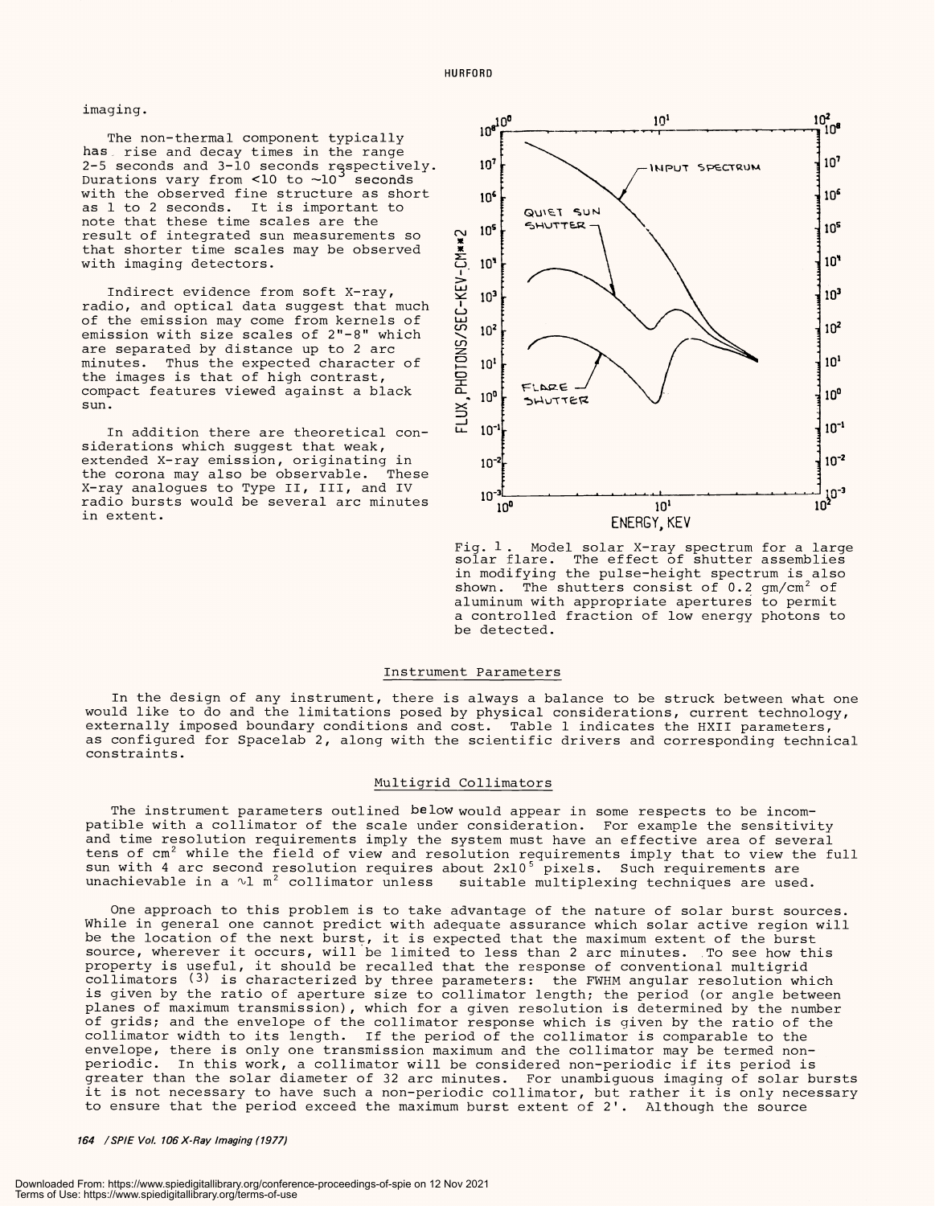imaging.

The non-thermal component typically has rise and decay times in the range 2-5 seconds and 3-10 seconds respectively. Durations vary from <10 to ~$10^3$ seconds with the observed fine structure as short as 1 to 2 seconds. It is important to note that these time scales are the result of integrated sun measurements so that shorter time scales may be observed with imaging detectors.

Indirect evidence from soft X-ray, radio, and optical data suggest that much of the emission may come from kernels of emission with size scales of 2"-8" which are separated by distance up to 2 arc minutes. Thus the expected character of the images is that of high contrast, compact features viewed against a black sun.

In addition there are theoretical considerations which suggest that weak, extended X-ray emission, originating in the corona may also be observable. These X-ray analogues to Type II, III, and IV radio bursts would be several arc minutes in extent.

Fig. 1. Model solar X-ray spectrum for a large solar flare. The effect of shutter assemblies in modifying the pulse-height spectrum is also shown. The shutters consist of 0.2 gm/cm$^2$ of aluminum with appropriate apertures to permit a controlled fraction of low energy photons to be detected.

## Instrument Parameters

In the design of any instrument, there is always a balance to be struck between what one would like to do and the limitations posed by physical considerations, current technology, externally imposed boundary conditions and cost. Table 1 indicates the HXII parameters, as configured for Spacelab 2, along with the scientific drivers and corresponding technical constraints.

## Multigrid Collimators

The instrument parameters outlined below would appear in some respects to be incompatible with a collimator of the scale under consideration. For example the sensitivity and time resolution requirements imply the system must have an effective area of several tens of cm$^2$ while the field of view and resolution requirements imply that to view the full sun with 4 arc second resolution requires about $2 \times 10^5$ pixels. Such requirements are unachievable in a ~1 m$^2$ collimator unless suitable multiplexing techniques are used.

One approach to this problem is to take advantage of the nature of solar burst sources. While in general one cannot predict with adequate assurance which solar active region will be the location of the next burst, it is expected that the maximum extent of the burst source, wherever it occurs, will be limited to less than 2 arc minutes. To see how this property is useful, it should be recalled that the response of conventional multigrid collimators (3) is characterized by three parameters: the FWHM angular resolution which is given by the ratio of aperture size to collimator length; the period (or angle between planes of maximum transmission), which for a given resolution is determined by the number of grids; and the envelope of the collimator response which is given by the ratio of the collimator width to its length. If the period of the collimator is comparable to the envelope, there is only one transmission maximum and the collimator may be termed non-periodic. In this work, a collimator will be considered non-periodic if its period is greater than the solar diameter of 32 arc minutes. For unambiguous imaging of solar bursts it is not necessary to have such a non-periodic collimator, but rather it is only necessary to ensure that the period exceed the maximum burst extent of 2'. Although the source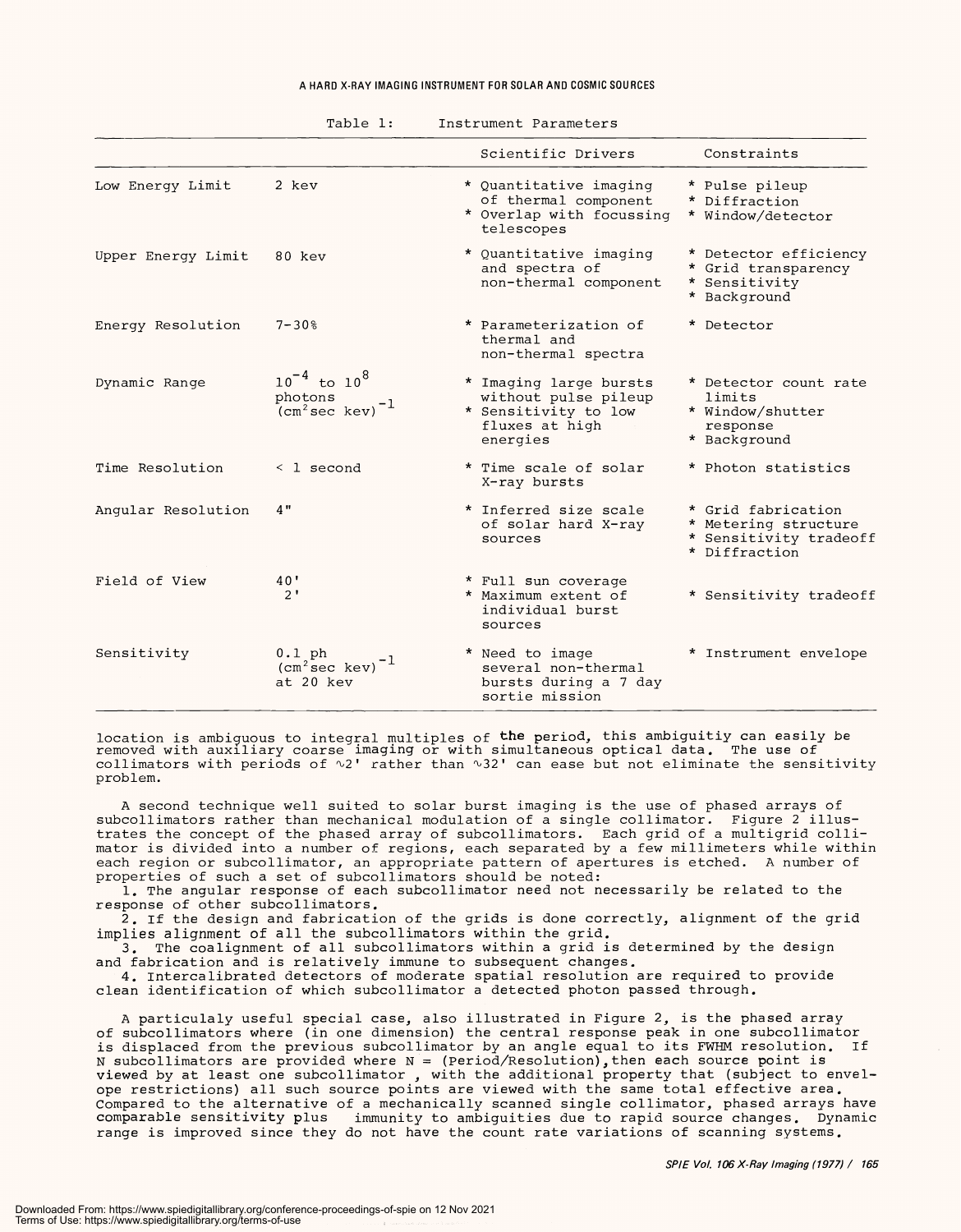Table 1: Instrument Parameters

| | | Scientific Drivers | Constraints |
|---|---|---|---|
| Low Energy Limit | 2 kev | * Quantitative imaging of thermal component<br>* Overlap with focussing telescopes | * Pulse pileup<br>* Diffraction<br>* Window/detector |
| Upper Energy Limit | 80 kev | * Quantitative imaging and spectra of non-thermal component | * Detector efficiency<br>* Grid transparency<br>* Sensitivity<br>* Background |
| Energy Resolution | 7-30% | * Parameterization of thermal and non-thermal spectra | * Detector |
| Dynamic Range | $10^{-4}$ to $10^{8}$ photons $(\mathrm{cm}^2 \sec \mathrm{kev})^{-1}$ | * Imaging large bursts without pulse pileup<br>* Sensitivity to low fluxes at high energies | * Detector count rate limits<br>* Window/shutter response<br>* Background |
| Time Resolution | < 1 second | * Time scale of solar X-ray bursts | * Photon statistics |
| Angular Resolution | 4" | * Inferred size scale of solar hard X-ray sources | * Grid fabrication<br>* Metering structure<br>* Sensitivity tradeoff<br>* Diffraction |
| Field of View | 40'<br>2' | * Full sun coverage<br>* Maximum extent of individual burst sources | * Sensitivity tradeoff |
| Sensitivity | 0.1 ph $(\mathrm{cm}^2 \sec \mathrm{kev})^{-1}$ at 20 kev | * Need to image several non-thermal bursts during a 7 day sortie mission | * Instrument envelope |

location is ambiguous to integral multiples of the period, this ambiguitiy can easily be removed with auxiliary coarse imaging or with simultaneous optical data. The use of collimators with periods of ~2' rather than ~32' can ease but not eliminate the sensitivity problem.

A second technique well suited to solar burst imaging is the use of phased arrays of subcollimators rather than mechanical modulation of a single collimator. Figure 2 illustrates the concept of the phased array of subcollimators. Each grid of a multigrid collimator is divided into a number of regions, each separated by a few millimeters while within each region or subcollimator, an appropriate pattern of apertures is etched. A number of properties of such a set of subcollimators should be noted:

1. The angular response of each subcollimator need not necessarily be related to the response of other subcollimators.
2. If the design and fabrication of the grids is done correctly, alignment of the grid implies alignment of all the subcollimators within the grid.
3. The coalignment of all subcollimators within a grid is determined by the design and fabrication and is relatively immune to subsequent changes.
4. Intercalibrated detectors of moderate spatial resolution are required to provide clean identification of which subcollimator a detected photon passed through.

A particulaly useful special case, also illustrated in Figure 2, is the phased array of subcollimators where (in one dimension) the central response peak in one subcollimator is displaced from the previous subcollimator by an angle equal to its FWHM resolution. If N subcollimators are provided where N = (Period/Resolution), then each source point is viewed by at least one subcollimator , with the additional property that (subject to envelope restrictions) all such source points are viewed with the same total effective area. Compared to the alternative of a mechanically scanned single collimator, phased arrays have comparable sensitivity plus immunity to ambiguities due to rapid source changes. Dynamic range is improved since they do not have the count rate variations of scanning systems.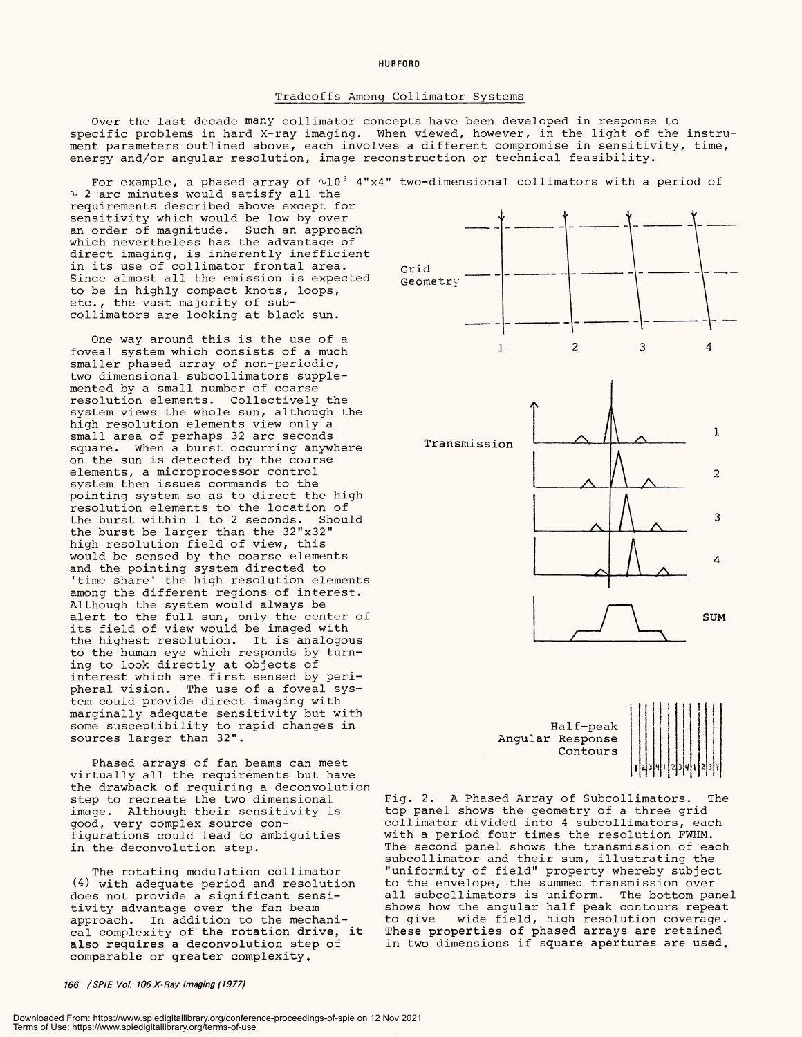## Tradeoffs Among Collimator Systems

Over the last decade many collimator concepts have been developed in response to specific problems in hard X-ray imaging. When viewed, however, in the light of the instrument parameters outlined above, each involves a different compromise in sensitivity, time, energy and/or angular resolution, image reconstruction or technical feasibility.

For example, a phased array of $\sim 10^3$ 4"x4" two-dimensional collimators with a period of $\sim$ 2 arc minutes would satisfy all the requirements described above except for sensitivity which would be low by over an order of magnitude. Such an approach which nevertheless has the advantage of direct imaging, is inherently inefficient in its use of collimator frontal area. Since almost all the emission is expected to be in highly compact knots, loops, etc., the vast majority of subcollimators are looking at black sun.

One way around this is the use of a foveal system which consists of a much smaller phased array of non-periodic, two dimensional subcollimators supplemented by a small number of coarse resolution elements. Collectively the system views the whole sun, although the high resolution elements view only a small area of perhaps 32 arc seconds square. When a burst occurring anywhere on the sun is detected by the coarse elements, a microprocessor control system then issues commands to the pointing system so as to direct the high resolution elements to the location of the burst within 1 to 2 seconds. Should the burst be larger than the 32"x32" high resolution field of view, this would be sensed by the coarse elements and the pointing system directed to 'time share' the high resolution elements among the different regions of interest. Although the system would always be alert to the full sun, only the center of its field of view would be imaged with the highest resolution. It is analogous to the human eye which responds by turning to look directly at objects of interest which are first sensed by peripheral vision. The use of a foveal system could provide direct imaging with marginally adequate sensitivity but with some susceptibility to rapid changes in sources larger than 32".

Phased arrays of fan beams can meet virtually all the requirements but have the drawback of requiring a deconvolution step to recreate the two dimensional image. Although their sensitivity is good, very complex source configurations could lead to ambiguities in the deconvolution step.

The rotating modulation collimator (4) with adequate period and resolution does not provide a significant sensitivity advantage over the fan beam approach. In addition to the mechanical complexity of the rotation drive, it also requires a deconvolution step of comparable or greater complexity.

Fig. 2. A Phased Array of Subcollimators. The top panel shows the geometry of a three grid collimator divided into 4 subcollimators, each with a period four times the resolution FWHM. The second panel shows the transmission of each subcollimator and their sum, illustrating the "uniformity of field" property whereby subject to the envelope, the summed transmission over all subcollimators is uniform. The bottom panel shows how the angular half peak contours repeat to give wide field, high resolution coverage. These properties of phased arrays are retained in two dimensions if square apertures are used.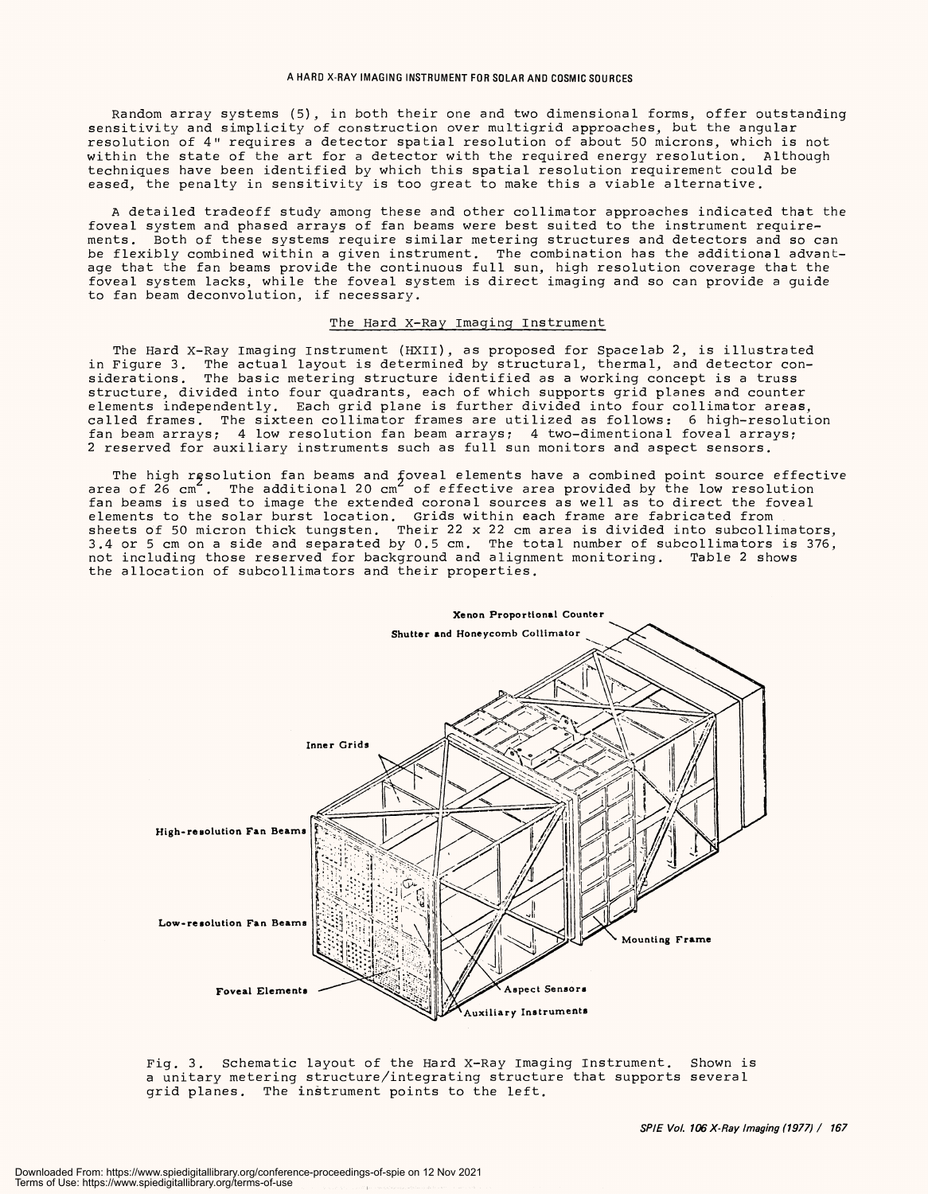Random array systems (5), in both their one and two dimensional forms, offer outstanding sensitivity and simplicity of construction over multigrid approaches, but the angular resolution of 4" requires a detector spatial resolution of about 50 microns, which is not within the state of the art for a detector with the required energy resolution. Although techniques have been identified by which this spatial resolution requirement could be eased, the penalty in sensitivity is too great to make this a viable alternative.

A detailed tradeoff study among these and other collimator approaches indicated that the foveal system and phased arrays of fan beams were best suited to the instrument requirements. Both of these systems require similar metering structures and detectors and so can be flexibly combined within a given instrument. The combination has the additional advantage that the fan beams provide the continuous full sun, high resolution coverage that the foveal system lacks, while the foveal system is direct imaging and so can provide a guide to fan beam deconvolution, if necessary.

## The Hard X-Ray Imaging Instrument

The Hard X-Ray Imaging Instrument (HXII), as proposed for Spacelab 2, is illustrated in Figure 3. The actual layout is determined by structural, thermal, and detector considerations. The basic metering structure identified as a working concept is a truss structure, divided into four quadrants, each of which supports grid planes and counter elements independently. Each grid plane is further divided into four collimator areas, called frames. The sixteen collimator frames are utilized as follows: 6 high-resolution fan beam arrays; 4 low resolution fan beam arrays; 4 two-dimentional foveal arrays; 2 reserved for auxiliary instruments such as full sun monitors and aspect sensors.

The high resolution fan beams and foveal elements have a combined point source effective area of 26 $cm^2$. The additional 20 $cm^2$ of effective area provided by the low resolution fan beams is used to image the extended coronal sources as well as to direct the foveal elements to the solar burst location. Grids within each frame are fabricated from sheets of 50 micron thick tungsten. Their 22 x 22 cm area is divided into subcollimators, 3.4 or 5 cm on a side and separated by 0.5 cm. The total number of subcollimators is 376, not including those reserved for background and alignment monitoring. Table 2 shows the allocation of subcollimators and their properties.

Fig. 3. Schematic layout of the Hard X-Ray Imaging Instrument. Shown is a unitary metering structure/integrating structure that supports several grid planes. The instrument points to the left.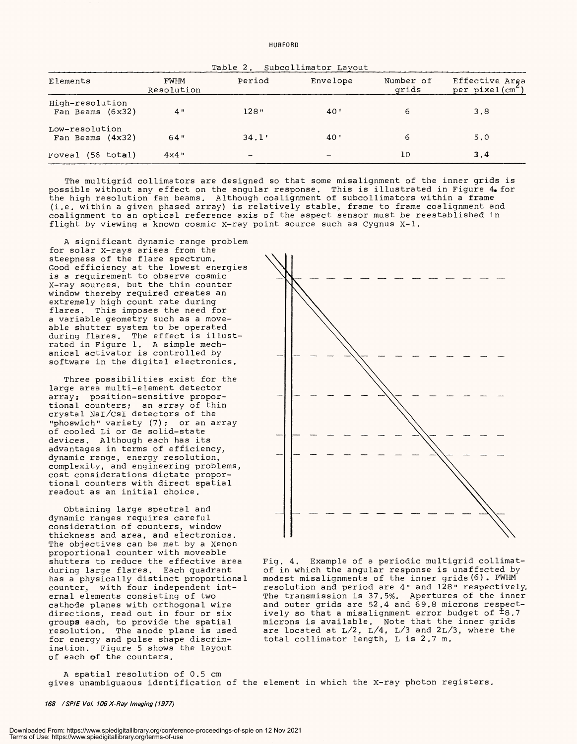Table 2. Subcollimator Layout

| Elements | FWHM Resolution | Period | Envelope | Number of grids | Effective Area per pixel($cm^2$) |
|---|---|---|---|---|---|
| High-resolution Fan Beams (6x32) | 4" | 128" | 40' | 6 | 3.8 |
| Low-resolution Fan Beams (4x32) | 64" | 34.1' | 40' | 6 | 5.0 |
| Foveal (56 total) | 4x4" | - | - | 10 | 3.4 |

The multigrid collimators are designed so that some misalignment of the inner grids is possible without any effect on the angular response. This is illustrated in Figure 4 for the high resolution fan beams. Although coalignment of subcollimators within a frame (i.e. within a given phased array) is relatively stable, frame to frame coalignment and coalignment to an optical reference axis of the aspect sensor must be reestablished in flight by viewing a known cosmic X-ray point source such as Cygnus X-1.

A significant dynamic range problem for solar X-rays arises from the steepness of the flare spectrum. Good efficiency at the lowest energies is a requirement to observe cosmic X-ray sources, but the thin counter window thereby required creates an extremely high count rate during flares. This imposes the need for a variable geometry such as a moveable shutter system to be operated during flares. The effect is illustrated in Figure 1. A simple mechanical activator is controlled by software in the digital electronics.

Three possibilities exist for the large area multi-element detector array: position-sensitive proportional counters; an array of thin crystal NaI/CsI detectors of the "phoswich" variety (7); or an array of cooled Li or Ge solid-state devices. Although each has its advantages in terms of efficiency, dynamic range, energy resolution, complexity, and engineering problems, cost considerations dictate proportional counters with direct spatial readout as an initial choice.

Obtaining large spectral and dynamic ranges requires careful consideration of counters, window thickness and area, and electronics. The objectives can be met by a Xenon proportional counter with moveable shutters to reduce the effective area during large flares. Each quadrant has a physically distinct proportional counter, with four independent internal elements consisting of two cathode planes with orthogonal wire directions, read out in four or six groups each, to provide the spatial resolution. The anode plane is used for energy and pulse shape discrimination. Figure 5 shows the layout of each of the counters.

Fig. 4. Example of a periodic multigrid collimator in which the angular response is unaffected by modest misalignments of the inner grids (6). FWHM resolution and period are 4" and 128" respectively. The transmission is 37.5%. Apertures of the inner and outer grids are 52.4 and 69.8 microns respectively so that a misalignment error budget of ±8.7 microns is available. Note that the inner grids are located at L/2, L/4, L/3 and 2L/3, where the total collimator length, L is 2.7 m.

A spatial resolution of 0.5 cm gives unambiguaous identification of the element in which the X-ray photon registers.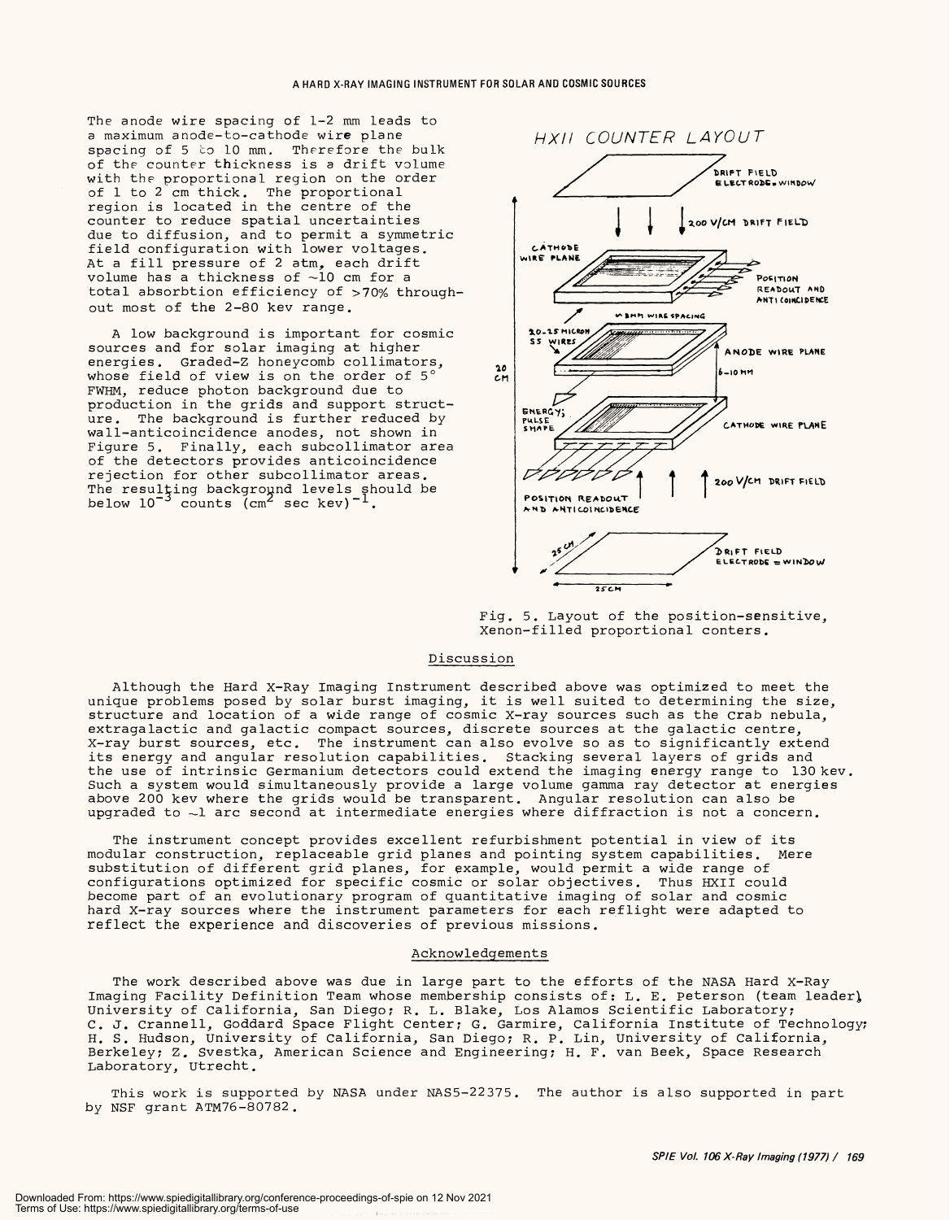The anode wire spacing of 1-2 mm leads to a maximum anode-to-cathode wire plane spacing of 5 to 10 mm. Therefore the bulk of the counter thickness is a drift volume with the proportional region on the order of 1 to 2 cm thick. The proportional region is located in the centre of the counter to reduce spatial uncertainties due to diffusion, and to permit a symmetric field configuration with lower voltages. At a fill pressure of 2 atm, each drift volume has a thickness of ~10 cm for a total absorbtion efficiency of >70% throughout most of the 2-80 kev range.

A low background is important for cosmic sources and for solar imaging at higher energies. Graded-Z honeycomb collimators, whose field of view is on the order of 5° FWHM, reduce photon background due to production in the grids and support structure. The background is further reduced by wall-anticoincidence anodes, not shown in Figure 5. Finally, each subcollimator area of the detectors provides anticoincidence rejection for other subcollimator areas. The resulting background levels should be below $10^{-3}$ counts $(\mathrm{cm}^2 \text{ sec kev})^{-1}$.

Fig. 5. Layout of the position-sensitive, Xenon-filled proportional conters.

## Discussion

Although the Hard X-Ray Imaging Instrument described above was optimized to meet the unique problems posed by solar burst imaging, it is well suited to determining the size, structure and location of a wide range of cosmic X-ray sources such as the Crab nebula, extragalactic and galactic compact sources, discrete sources at the galactic centre, X-ray burst sources, etc. The instrument can also evolve so as to significantly extend its energy and angular resolution capabilities. Stacking several layers of grids and the use of intrinsic Germanium detectors could extend the imaging energy range to 130 kev. Such a system would simultaneously provide a large volume gamma ray detector at energies above 200 kev where the grids would be transparent. Angular resolution can also be upgraded to ~1 arc second at intermediate energies where diffraction is not a concern.

The instrument concept provides excellent refurbishment potential in view of its modular construction, replaceable grid planes and pointing system capabilities. Mere substitution of different grid planes, for example, would permit a wide range of configurations optimized for specific cosmic or solar objectives. Thus HXII could become part of an evolutionary program of quantitative imaging of solar and cosmic hard X-ray sources where the instrument parameters for each reflight were adapted to reflect the experience and discoveries of previous missions.

## Acknowledgements

The work described above was due in large part to the efforts of the NASA Hard X-Ray Imaging Facility Definition Team whose membership consists of: L. E. Peterson (team leader), University of California, San Diego; R. L. Blake, Los Alamos Scientific Laboratory; C. J. Crannell, Goddard Space Flight Center; G. Garmire, California Institute of Technology; H. S. Hudson, University of California, San Diego; R. P. Lin, University of California, Berkeley; Z. Svestka, American Science and Engineering; H. F. van Beek, Space Research Laboratory, Utrecht.

This work is supported by NASA under NAS5-22375. The author is also supported in part by NSF grant ATM76-80782.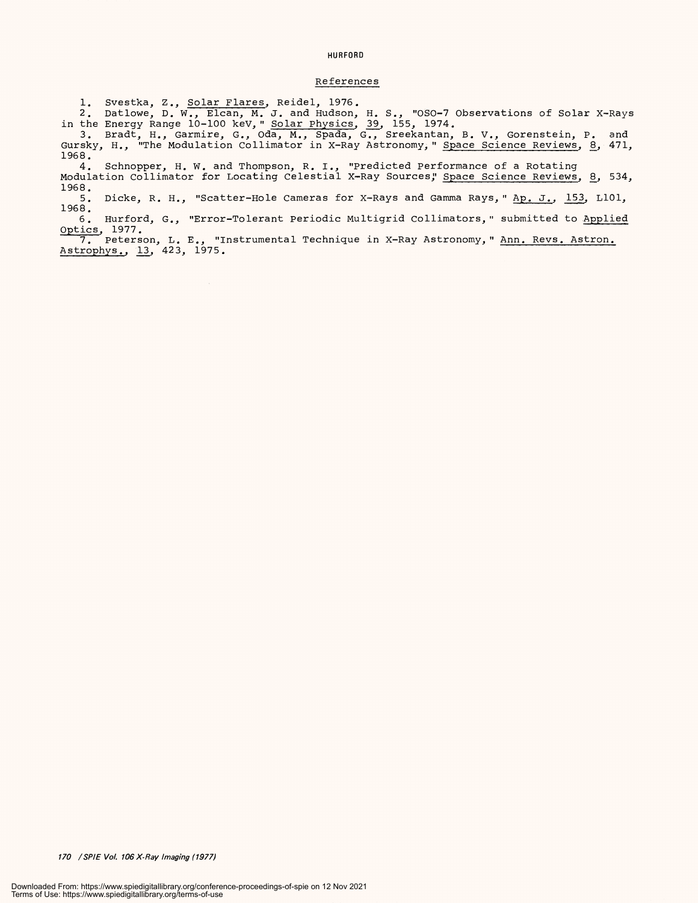## References

1. Svestka, Z., *Solar Flares*, Reidel, 1976.
2. Datlowe, D. W., Elcan, M. J. and Hudson, H. S., "OSO-7 Observations of Solar X-Rays in the Energy Range 10-100 keV," *Solar Physics*, *39*, 155, 1974.
3. Bradt, H., Garmire, G., Oda, M., Spada, G., Sreekantan, B. V., Gorenstein, P. and Gursky, H., "The Modulation Collimator in X-Ray Astronomy," *Space Science Reviews*, *8*, 471, 1968.
4. Schnopper, H. W. and Thompson, R. I., "Predicted Performance of a Rotating Modulation Collimator for Locating Celestial X-Ray Sources," *Space Science Reviews*, *8*, 534, 1968.
5. Dicke, R. H., "Scatter-Hole Cameras for X-Rays and Gamma Rays," *Ap. J.*, *153*, L101, 1968.
6. Hurford, G., "Error-Tolerant Periodic Multigrid Collimators," submitted to *Applied Optics*, 1977.
7. Peterson, L. E., "Instrumental Technique in X-Ray Astronomy," *Ann. Revs. Astron. Astrophys.*, *13*, 423, 1975.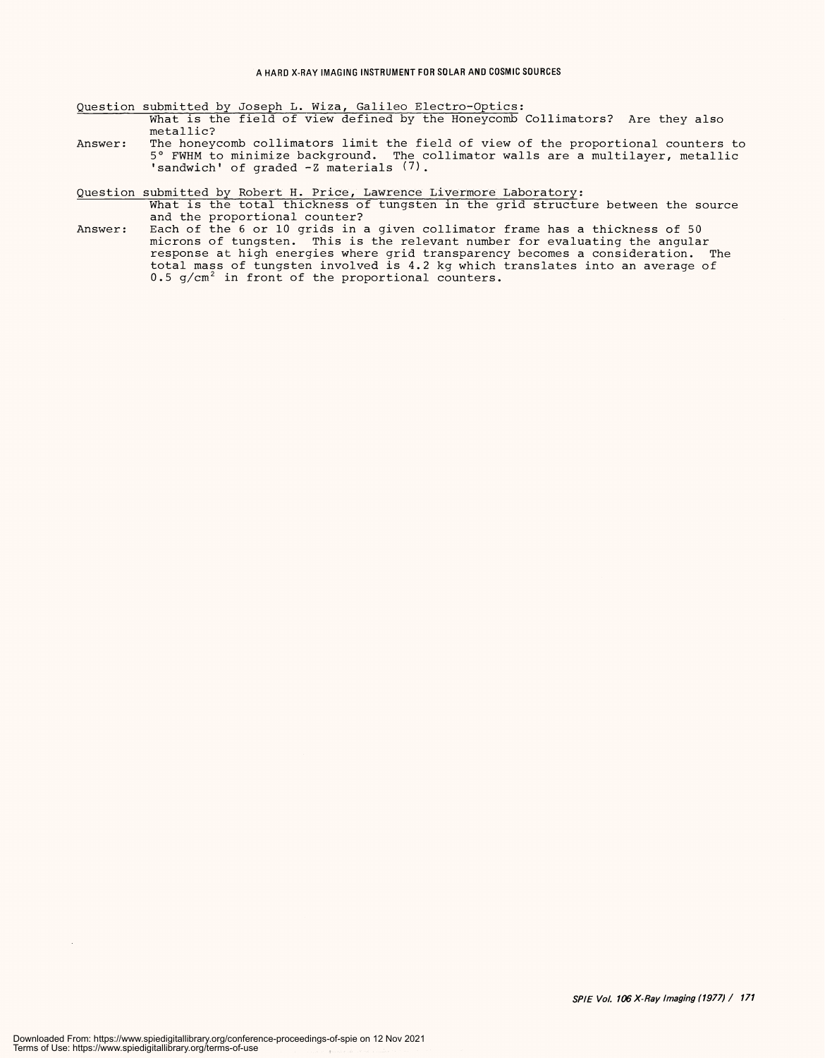Question submitted by Joseph L. Wiza, Galileo Electro-Optics:

What is the field of view defined by the Honeycomb Collimators? Are they also metallic?

Answer: The honeycomb collimators limit the field of view of the proportional counters to 5° FWHM to minimize background. The collimator walls are a multilayer, metallic 'sandwich' of graded -Z materials (7).

Question submitted by Robert H. Price, Lawrence Livermore Laboratory:

What is the total thickness of tungsten in the grid structure between the source and the proportional counter?

Answer: Each of the 6 or 10 grids in a given collimator frame has a thickness of 50 microns of tungsten. This is the relevant number for evaluating the angular response at high energies where grid transparency becomes a consideration. The total mass of tungsten involved is 4.2 kg which translates into an average of 0.5 $g/cm^2$ in front of the proportional counters.